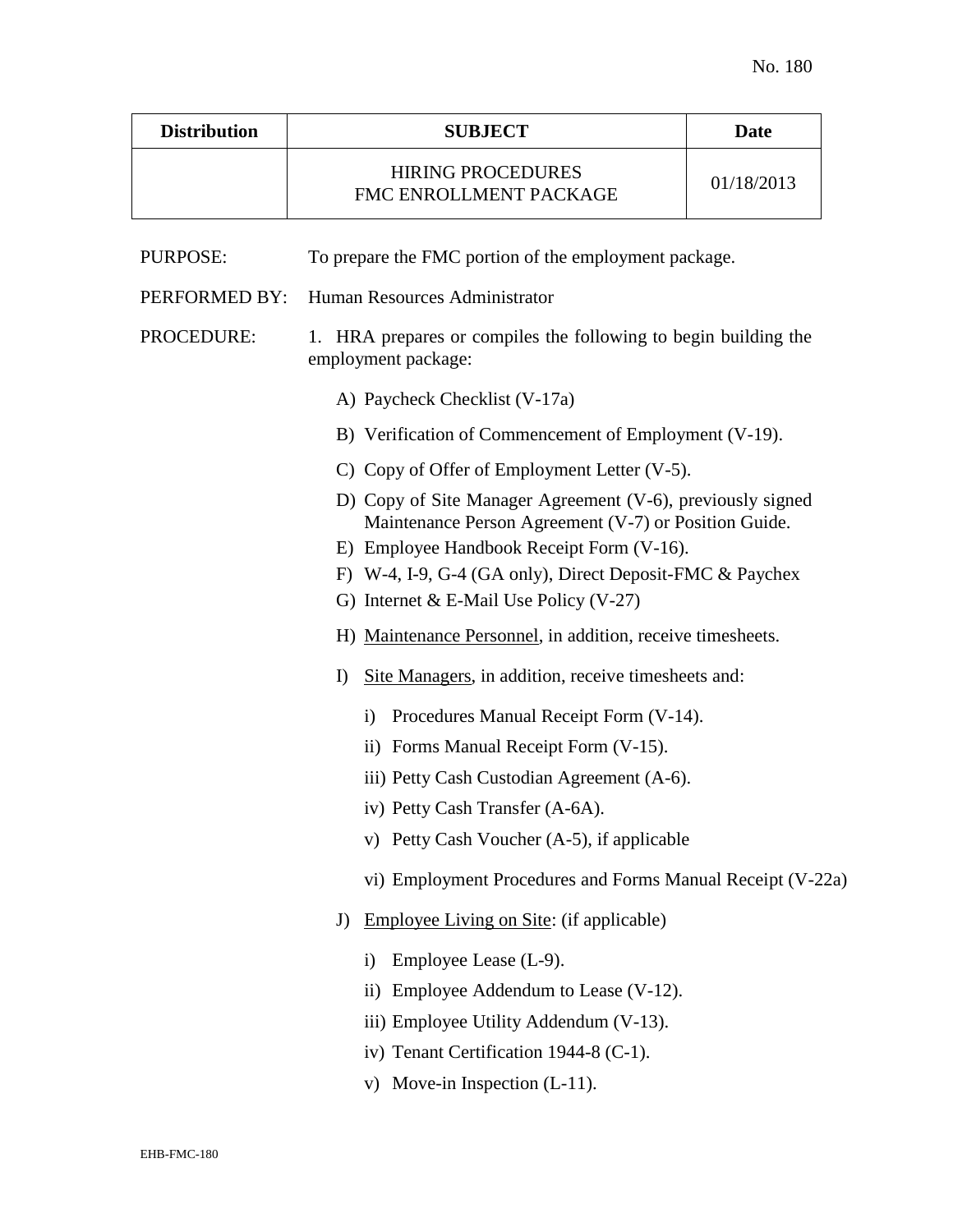No. 180

| Distribution | SUBJECT | Date |
|---|---|---|
| | HIRING PROCEDURES<br>FMC ENROLLMENT PACKAGE | 01/18/2013 |

PURPOSE: To prepare the FMC portion of the employment package.

PERFORMED BY: Human Resources Administrator

PROCEDURE: 1. HRA prepares or compiles the following to begin building the employment package:

- A) Paycheck Checklist (V-17a)
- B) Verification of Commencement of Employment (V-19).
- C) Copy of Offer of Employment Letter (V-5).
- D) Copy of Site Manager Agreement (V-6), previously signed Maintenance Person Agreement (V-7) or Position Guide.
- E) Employee Handbook Receipt Form (V-16).
- F) W-4, I-9, G-4 (GA only), Direct Deposit-FMC & Paychex
- G) Internet & E-Mail Use Policy (V-27)
- H) <u>Maintenance Personnel</u>, in addition, receive timesheets.
- I) <u>Site Managers</u>, in addition, receive timesheets and:
  - i) Procedures Manual Receipt Form (V-14).
  - ii) Forms Manual Receipt Form (V-15).
  - iii) Petty Cash Custodian Agreement (A-6).
  - iv) Petty Cash Transfer (A-6A).
  - v) Petty Cash Voucher (A-5), if applicable
  - vi) Employment Procedures and Forms Manual Receipt (V-22a)
- J) <u>Employee Living on Site</u>: (if applicable)
  - i) Employee Lease (L-9).
  - ii) Employee Addendum to Lease (V-12).
  - iii) Employee Utility Addendum (V-13).
  - iv) Tenant Certification 1944-8 (C-1).
  - v) Move-in Inspection (L-11).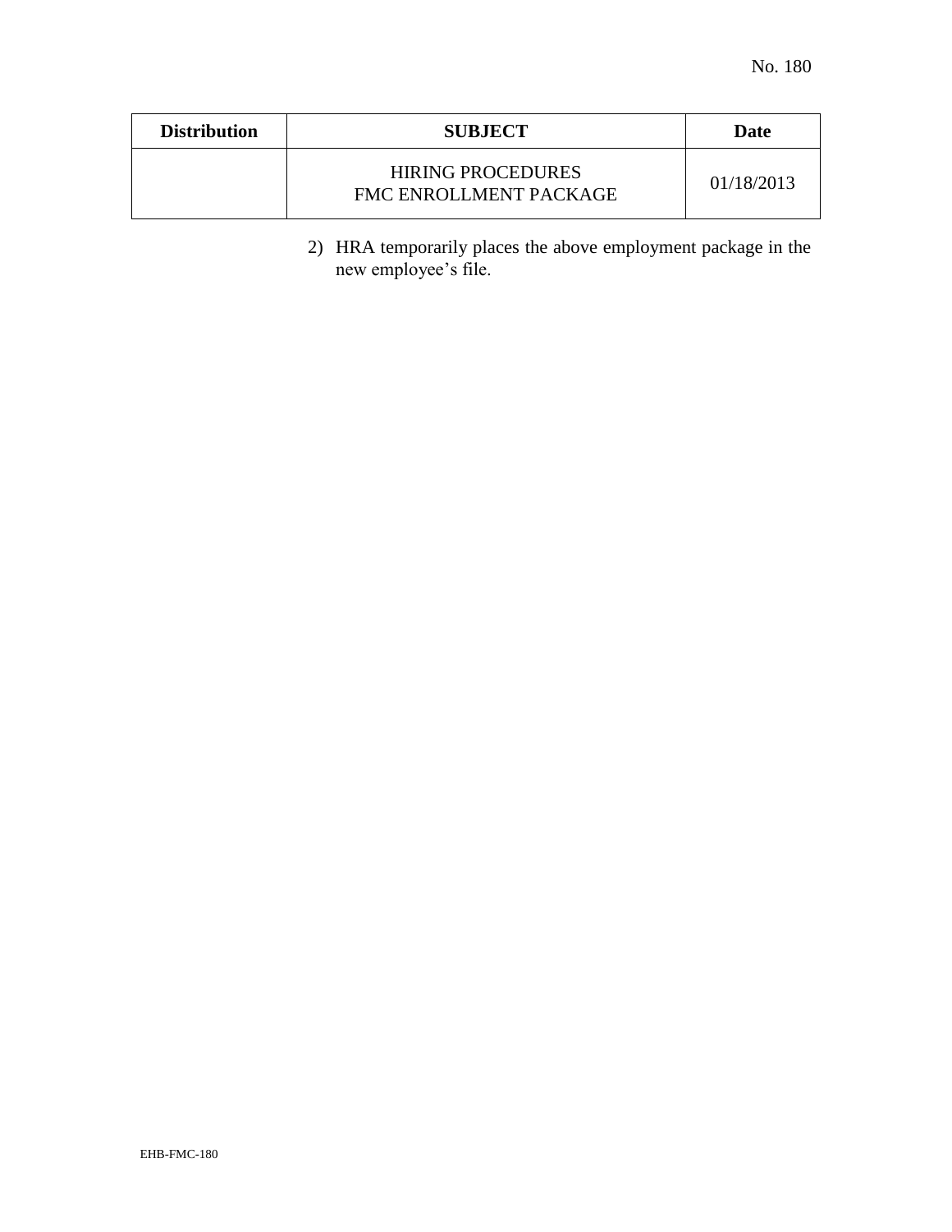| Distribution | SUBJECT | Date |
|---|---|---|
| | HIRING PROCEDURES<br>FMC ENROLLMENT PACKAGE | 01/18/2013 |

2) HRA temporarily places the above employment package in the new employee's file.